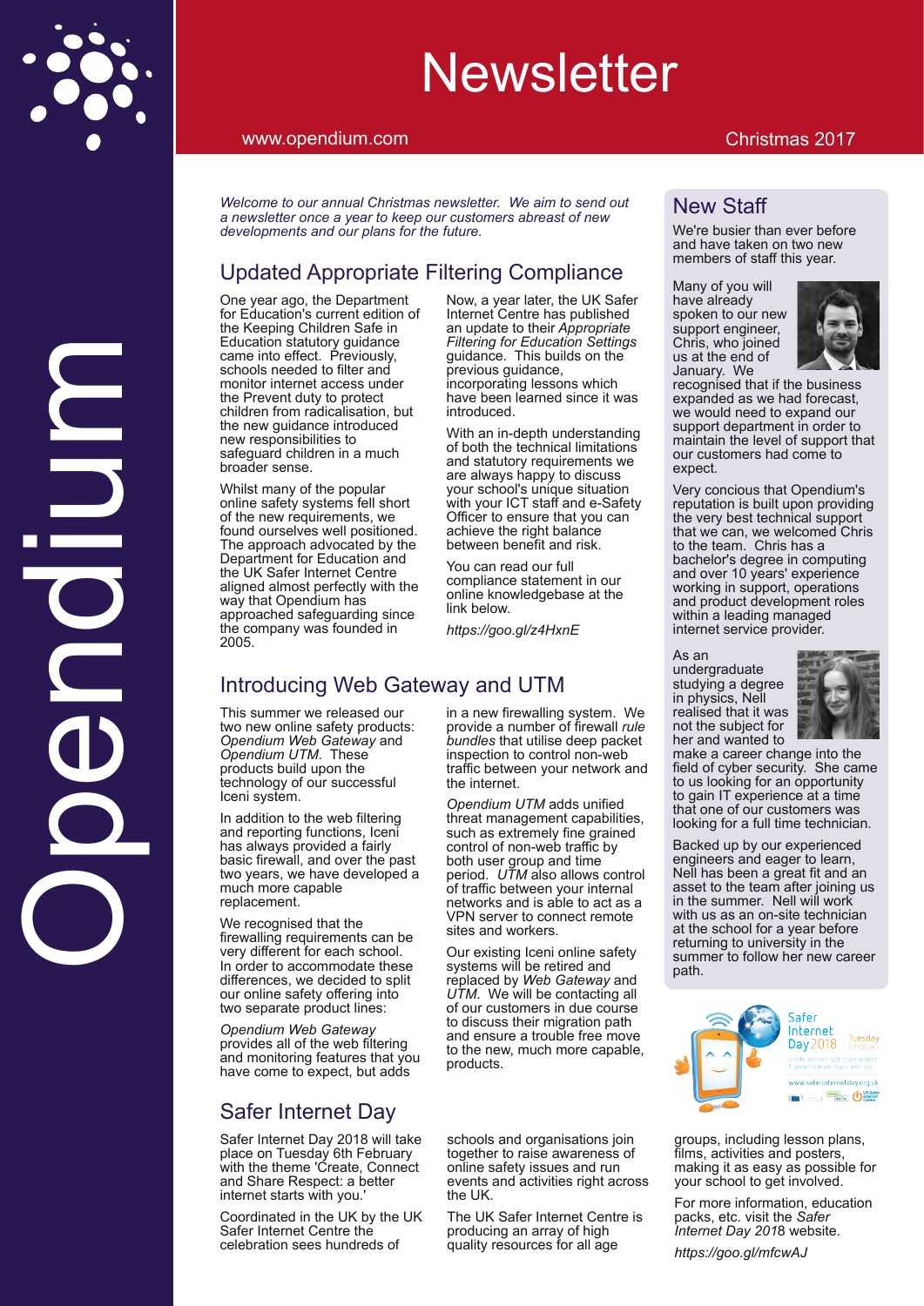# Newsletter

www.opendium.com

Christmas 2017

*Welcome to our annual Christmas newsletter. We aim to send out a newsletter once a year to keep our customers abreast of new developments and our plans for the future.*

## Updated Appropriate Filtering Compliance

One year ago, the Department for Education's current edition of the Keeping Children Safe in Education statutory guidance came into effect. Previously, schools needed to filter and monitor internet access under the Prevent duty to protect children from radicalisation, but the new guidance introduced new responsibilities to safeguard children in a much broader sense.

Whilst many of the popular online safety systems fell short of the new requirements, we found ourselves well positioned. The approach advocated by the Department for Education and the UK Safer Internet Centre aligned almost perfectly with the way that Opendium has approached safeguarding since the company was founded in 2005.

Now, a year later, the UK Safer Internet Centre has published an update to their *Appropriate Filtering for Education Settings* guidance. This builds on the previous guidance, incorporating lessons which have been learned since it was introduced.

With an in-depth understanding of both the technical limitations and statutory requirements we are always happy to discuss your school's unique situation with your ICT staff and e-Safety Officer to ensure that you can achieve the right balance between benefit and risk.

You can read our full compliance statement in our online knowledgebase at the link below.

*https://goo.gl/z4HxnE*

## Introducing Web Gateway and UTM

This summer we released our two new online safety products: *Opendium Web Gateway* and *Opendium UTM*. These products build upon the technology of our successful Iceni system.

In addition to the web filtering and reporting functions, Iceni has always provided a fairly basic firewall, and over the past two years, we have developed a much more capable replacement.

We recognised that the firewalling requirements can be very different for each school. In order to accommodate these differences, we decided to split our online safety offering into two separate product lines:

*Opendium Web Gateway* provides all of the web filtering and monitoring features that you have come to expect, but adds in a new firewalling system. We provide a number of firewall *rule bundles* that utilise deep packet inspection to control non-web traffic between your network and the internet.

*Opendium UTM* adds unified threat management capabilities, such as extremely fine grained control of non-web traffic by both user group and time period. *UTM* also allows control of traffic between your internal networks and is able to act as a VPN server to connect remote sites and workers.

Our existing Iceni online safety systems will be retired and replaced by *Web Gateway* and *UTM*. We will be contacting all of our customers in due course to discuss their migration path and ensure a trouble free move to the new, much more capable, products.

## Safer Internet Day

Safer Internet Day 2018 will take place on Tuesday 6th February with the theme 'Create, Connect and Share Respect: a better internet starts with you.'

Coordinated in the UK by the UK Safer Internet Centre the celebration sees hundreds of schools and organisations join together to raise awareness of online safety issues and run events and activities right across the UK.

The UK Safer Internet Centre is producing an array of high quality resources for all age groups, including lesson plans, films, activities and posters, making it as easy as possible for your school to get involved.

For more information, education packs, etc. visit the *Safer Internet Day 2018* website.

*https://goo.gl/mfcwAJ*

## New Staff

We're busier than ever before and have taken on two new members of staff this year.

Many of you will have already spoken to our new support engineer, Chris, who joined us at the end of January. We recognised that if the business expanded as we had forecast, we would need to expand our support department in order to maintain the level of support that our customers had come to expect.

Very concious that Opendium's reputation is built upon providing the very best technical support that we can, we welcomed Chris to the team. Chris has a bachelor's degree in computing and over 10 years' experience working in support, operations and product development roles within a leading managed internet service provider.

As an undergraduate studying a degree in physics, Nell realised that it was not the subject for her and wanted to make a career change into the field of cyber security. She came to us looking for an opportunity to gain IT experience at a time that one of our customers was looking for a full time technician.

Backed up by our experienced engineers and eager to learn, Nell has been a great fit and an asset to the team after joining us in the summer. Nell will work with us as an on-site technician at the school for a year before returning to university in the summer to follow her new career path.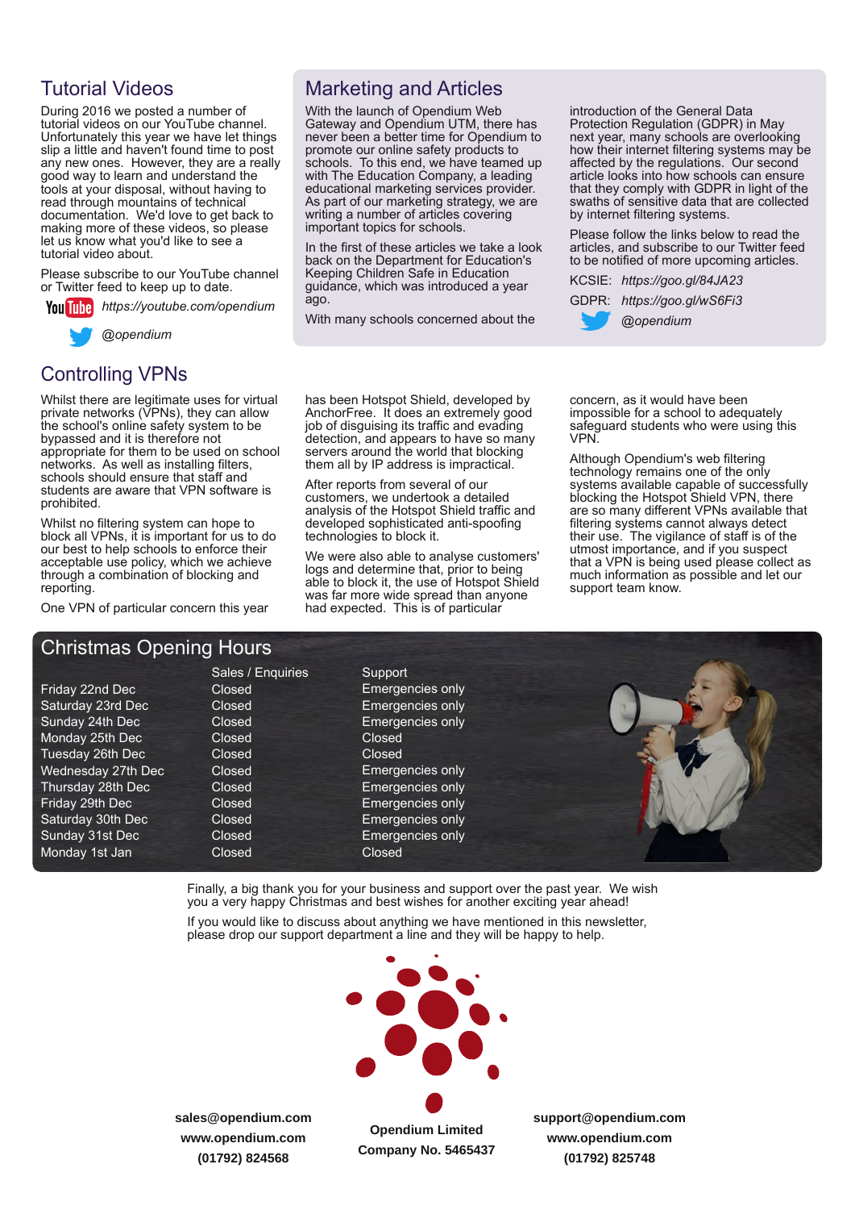## Tutorial Videos

During 2016 we posted a number of tutorial videos on our YouTube channel. Unfortunately this year we have let things slip a little and haven't found time to post any new ones. However, they are a really good way to learn and understand the tools at your disposal, without having to read through mountains of technical documentation. We'd love to get back to making more of these videos, so please let us know what you'd like to see a tutorial video about.

Please subscribe to our YouTube channel or Twitter feed to keep up to date.

*https://youtube.com/opendium*

*@opendium*

## Marketing and Articles

With the launch of Opendium Web Gateway and Opendium UTM, there has never been a better time for Opendium to promote our online safety products to schools. To this end, we have teamed up with The Education Company, a leading educational marketing services provider. As part of our marketing strategy, we are writing a number of articles covering important topics for schools.

In the first of these articles we take a look back on the Department for Education's Keeping Children Safe in Education guidance, which was introduced a year ago.

With many schools concerned about the introduction of the General Data Protection Regulation (GDPR) in May next year, many schools are overlooking how their internet filtering systems may be affected by the regulations. Our second article looks into how schools can ensure that they comply with GDPR in light of the swaths of sensitive data that are collected by internet filtering systems.

Please follow the links below to read the articles, and subscribe to our Twitter feed to be notified of more upcoming articles.

KCSIE: *https://goo.gl/84JA23*

GDPR: *https://goo.gl/wS6Fi3*

*@opendium*

## Controlling VPNs

Whilst there are legitimate uses for virtual private networks (VPNs), they can allow the school's online safety system to be bypassed and it is therefore not appropriate for them to be used on school networks. As well as installing filters, schools should ensure that staff and students are aware that VPN software is prohibited.

Whilst no filtering system can hope to block all VPNs, it is important for us to do our best to help schools to enforce their acceptable use policy, which we achieve through a combination of blocking and reporting.

One VPN of particular concern this year has been Hotspot Shield, developed by AnchorFree. It does an extremely good job of disguising its traffic and evading detection, and appears to have so many servers around the world that blocking them all by IP address is impractical.

After reports from several of our customers, we undertook a detailed analysis of the Hotspot Shield traffic and developed sophisticated anti-spoofing technologies to block it.

We were also able to analyse customers' logs and determine that, prior to being able to block it, the use of Hotspot Shield was far more wide spread than anyone had expected. This is of particular concern, as it would have been impossible for a school to adequately safeguard students who were using this VPN.

Although Opendium's web filtering technology remains one of the only systems available capable of successfully blocking the Hotspot Shield VPN, there are so many different VPNs available that filtering systems cannot always detect their use. The vigilance of staff is of the utmost importance, and if you suspect that a VPN is being used please collect as much information as possible and let our support team know.

## Christmas Opening Hours

| | Sales / Enquiries | Support |
|---|---|---|
| Friday 22nd Dec | Closed | Emergencies only |
| Saturday 23rd Dec | Closed | Emergencies only |
| Sunday 24th Dec | Closed | Emergencies only |
| Monday 25th Dec | Closed | Closed |
| Tuesday 26th Dec | Closed | Closed |
| Wednesday 27th Dec | Closed | Emergencies only |
| Thursday 28th Dec | Closed | Emergencies only |
| Friday 29th Dec | Closed | Emergencies only |
| Saturday 30th Dec | Closed | Emergencies only |
| Sunday 31st Dec | Closed | Emergencies only |
| Monday 1st Jan | Closed | Closed |

Finally, a big thank you for your business and support over the past year. We wish you a very happy Christmas and best wishes for another exciting year ahead!

If you would like to discuss about anything we have mentioned in this newsletter, please drop our support department a line and they will be happy to help.

**sales@opendium.com**
**www.opendium.com**
**(01792) 824568**

**Opendium Limited**
**Company No. 5465437**

**support@opendium.com**
**www.opendium.com**
**(01792) 825748**